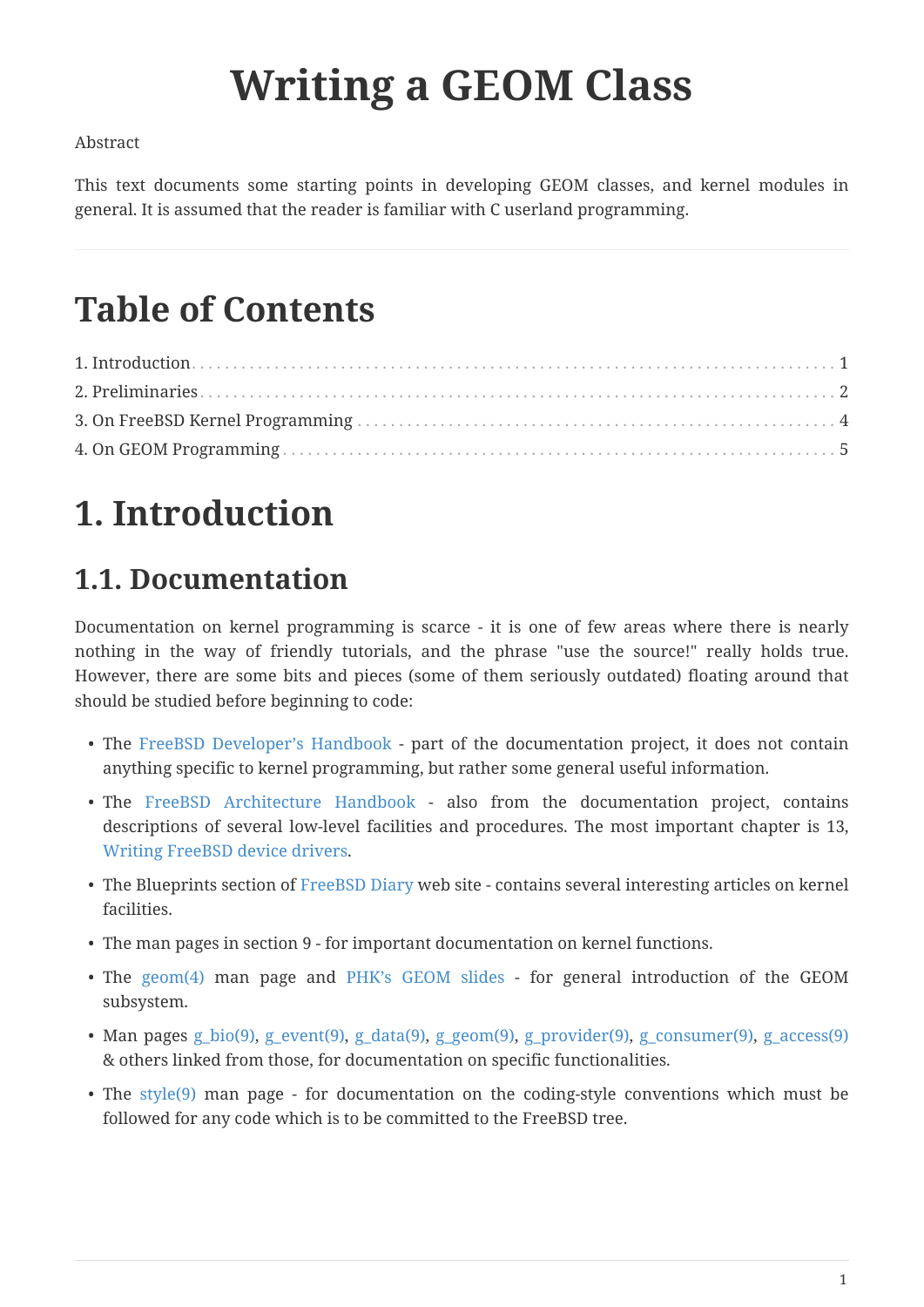# Writing a GEOM Class

Abstract

This text documents some starting points in developing GEOM classes, and kernel modules in general. It is assumed that the reader is familiar with C userland programming.

---

# Table of Contents

1. Introduction ... 1
2. Preliminaries ... 2
3. On FreeBSD Kernel Programming ... 4
4. On GEOM Programming ... 5

# 1. Introduction

## 1.1. Documentation

Documentation on kernel programming is scarce - it is one of few areas where there is nearly nothing in the way of friendly tutorials, and the phrase "use the source!" really holds true. However, there are some bits and pieces (some of them seriously outdated) floating around that should be studied before beginning to code:

- The FreeBSD Developer's Handbook - part of the documentation project, it does not contain anything specific to kernel programming, but rather some general useful information.
- The FreeBSD Architecture Handbook - also from the documentation project, contains descriptions of several low-level facilities and procedures. The most important chapter is 13, Writing FreeBSD device drivers.
- The Blueprints section of FreeBSD Diary web site - contains several interesting articles on kernel facilities.
- The man pages in section 9 - for important documentation on kernel functions.
- The geom(4) man page and PHK's GEOM slides - for general introduction of the GEOM subsystem.
- Man pages g_bio(9), g_event(9), g_data(9), g_geom(9), g_provider(9), g_consumer(9), g_access(9) & others linked from those, for documentation on specific functionalities.
- The style(9) man page - for documentation on the coding-style conventions which must be followed for any code which is to be committed to the FreeBSD tree.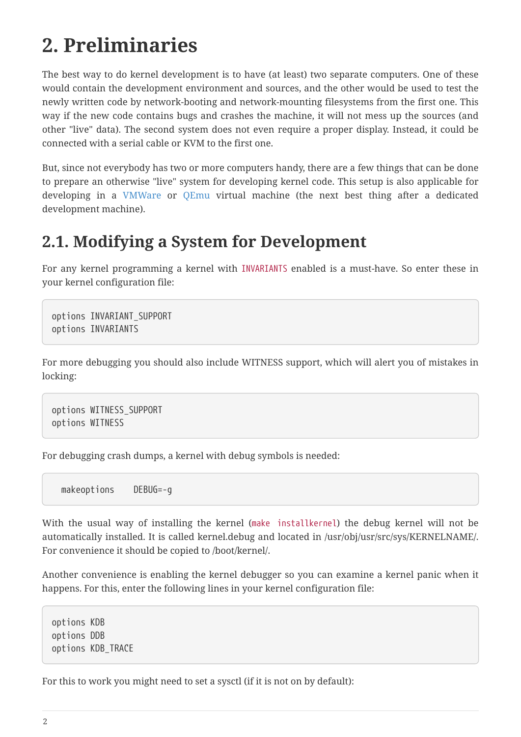# 2. Preliminaries

The best way to do kernel development is to have (at least) two separate computers. One of these would contain the development environment and sources, and the other would be used to test the newly written code by network-booting and network-mounting filesystems from the first one. This way if the new code contains bugs and crashes the machine, it will not mess up the sources (and other "live" data). The second system does not even require a proper display. Instead, it could be connected with a serial cable or KVM to the first one.

But, since not everybody has two or more computers handy, there are a few things that can be done to prepare an otherwise "live" system for developing kernel code. This setup is also applicable for developing in a VMWare or QEmu virtual machine (the next best thing after a dedicated development machine).

## 2.1. Modifying a System for Development

For any kernel programming a kernel with `INVARIANTS` enabled is a must-have. So enter these in your kernel configuration file:

```
options INVARIANT_SUPPORT
options INVARIANTS
```

For more debugging you should also include WITNESS support, which will alert you of mistakes in locking:

```
options WITNESS_SUPPORT
options WITNESS
```

For debugging crash dumps, a kernel with debug symbols is needed:

```
  makeoptions    DEBUG=-g
```

With the usual way of installing the kernel (`make installkernel`) the debug kernel will not be automatically installed. It is called kernel.debug and located in /usr/obj/usr/src/sys/KERNELNAME/. For convenience it should be copied to /boot/kernel/.

Another convenience is enabling the kernel debugger so you can examine a kernel panic when it happens. For this, enter the following lines in your kernel configuration file:

```
options KDB
options DDB
options KDB_TRACE
```

For this to work you might need to set a sysctl (if it is not on by default):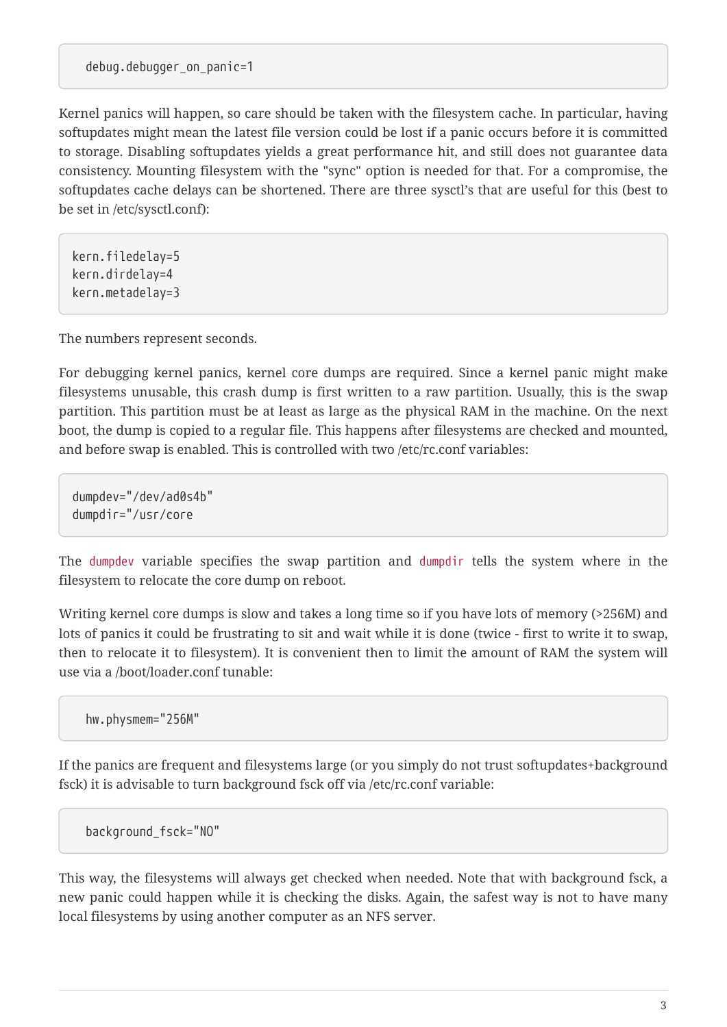```
debug.debugger_on_panic=1
```

Kernel panics will happen, so care should be taken with the filesystem cache. In particular, having softupdates might mean the latest file version could be lost if a panic occurs before it is committed to storage. Disabling softupdates yields a great performance hit, and still does not guarantee data consistency. Mounting filesystem with the "sync" option is needed for that. For a compromise, the softupdates cache delays can be shortened. There are three sysctl's that are useful for this (best to be set in /etc/sysctl.conf):

```
kern.filedelay=5
kern.dirdelay=4
kern.metadelay=3
```

The numbers represent seconds.

For debugging kernel panics, kernel core dumps are required. Since a kernel panic might make filesystems unusable, this crash dump is first written to a raw partition. Usually, this is the swap partition. This partition must be at least as large as the physical RAM in the machine. On the next boot, the dump is copied to a regular file. This happens after filesystems are checked and mounted, and before swap is enabled. This is controlled with two /etc/rc.conf variables:

```
dumpdev="/dev/ad0s4b"
dumpdir="/usr/core
```

The `dumpdev` variable specifies the swap partition and `dumpdir` tells the system where in the filesystem to relocate the core dump on reboot.

Writing kernel core dumps is slow and takes a long time so if you have lots of memory (>256M) and lots of panics it could be frustrating to sit and wait while it is done (twice - first to write it to swap, then to relocate it to filesystem). It is convenient then to limit the amount of RAM the system will use via a /boot/loader.conf tunable:

```
hw.physmem="256M"
```

If the panics are frequent and filesystems large (or you simply do not trust softupdates+background fsck) it is advisable to turn background fsck off via /etc/rc.conf variable:

```
background_fsck="NO"
```

This way, the filesystems will always get checked when needed. Note that with background fsck, a new panic could happen while it is checking the disks. Again, the safest way is not to have many local filesystems by using another computer as an NFS server.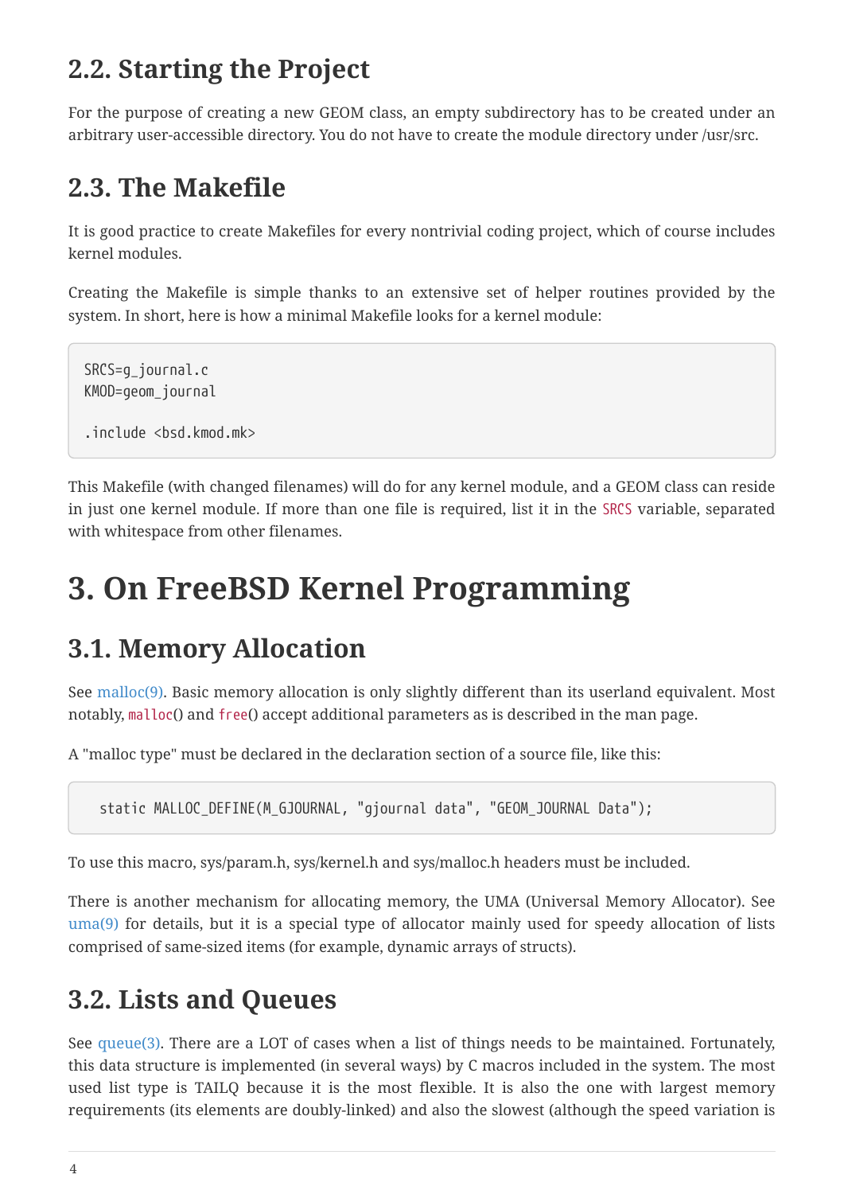## 2.2. Starting the Project

For the purpose of creating a new GEOM class, an empty subdirectory has to be created under an arbitrary user-accessible directory. You do not have to create the module directory under /usr/src.

## 2.3. The Makefile

It is good practice to create Makefiles for every nontrivial coding project, which of course includes kernel modules.

Creating the Makefile is simple thanks to an extensive set of helper routines provided by the system. In short, here is how a minimal Makefile looks for a kernel module:

```
SRCS=g_journal.c
KMOD=geom_journal

.include <bsd.kmod.mk>
```

This Makefile (with changed filenames) will do for any kernel module, and a GEOM class can reside in just one kernel module. If more than one file is required, list it in the `SRCS` variable, separated with whitespace from other filenames.

# 3. On FreeBSD Kernel Programming

## 3.1. Memory Allocation

See malloc(9). Basic memory allocation is only slightly different than its userland equivalent. Most notably, `malloc`() and `free`() accept additional parameters as is described in the man page.

A "malloc type" must be declared in the declaration section of a source file, like this:

```
static MALLOC_DEFINE(M_GJOURNAL, "gjournal data", "GEOM_JOURNAL Data");
```

To use this macro, sys/param.h, sys/kernel.h and sys/malloc.h headers must be included.

There is another mechanism for allocating memory, the UMA (Universal Memory Allocator). See uma(9) for details, but it is a special type of allocator mainly used for speedy allocation of lists comprised of same-sized items (for example, dynamic arrays of structs).

## 3.2. Lists and Queues

See queue(3). There are a LOT of cases when a list of things needs to be maintained. Fortunately, this data structure is implemented (in several ways) by C macros included in the system. The most used list type is TAILQ because it is the most flexible. It is also the one with largest memory requirements (its elements are doubly-linked) and also the slowest (although the speed variation is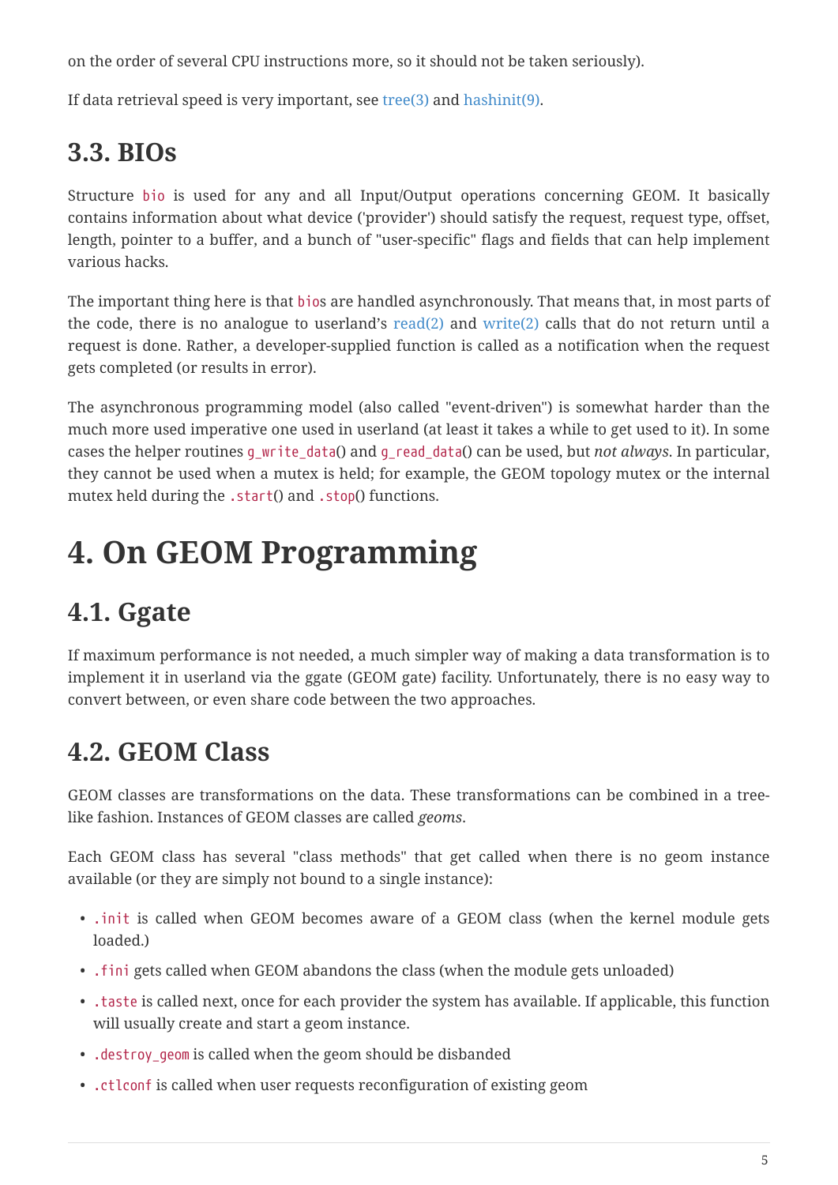on the order of several CPU instructions more, so it should not be taken seriously).

If data retrieval speed is very important, see tree(3) and hashinit(9).

## 3.3. BIOs

Structure `bio` is used for any and all Input/Output operations concerning GEOM. It basically contains information about what device ('provider') should satisfy the request, request type, offset, length, pointer to a buffer, and a bunch of "user-specific" flags and fields that can help implement various hacks.

The important thing here is that `bio`s are handled asynchronously. That means that, in most parts of the code, there is no analogue to userland's read(2) and write(2) calls that do not return until a request is done. Rather, a developer-supplied function is called as a notification when the request gets completed (or results in error).

The asynchronous programming model (also called "event-driven") is somewhat harder than the much more used imperative one used in userland (at least it takes a while to get used to it). In some cases the helper routines `g_write_data`() and `g_read_data`() can be used, but *not always*. In particular, they cannot be used when a mutex is held; for example, the GEOM topology mutex or the internal mutex held during the `.start`() and `.stop`() functions.

# 4. On GEOM Programming

## 4.1. Ggate

If maximum performance is not needed, a much simpler way of making a data transformation is to implement it in userland via the ggate (GEOM gate) facility. Unfortunately, there is no easy way to convert between, or even share code between the two approaches.

## 4.2. GEOM Class

GEOM classes are transformations on the data. These transformations can be combined in a tree-like fashion. Instances of GEOM classes are called *geoms*.

Each GEOM class has several "class methods" that get called when there is no geom instance available (or they are simply not bound to a single instance):

- `.init` is called when GEOM becomes aware of a GEOM class (when the kernel module gets loaded.)
- `.fini` gets called when GEOM abandons the class (when the module gets unloaded)
- `.taste` is called next, once for each provider the system has available. If applicable, this function will usually create and start a geom instance.
- `.destroy_geom` is called when the geom should be disbanded
- `.ctlconf` is called when user requests reconfiguration of existing geom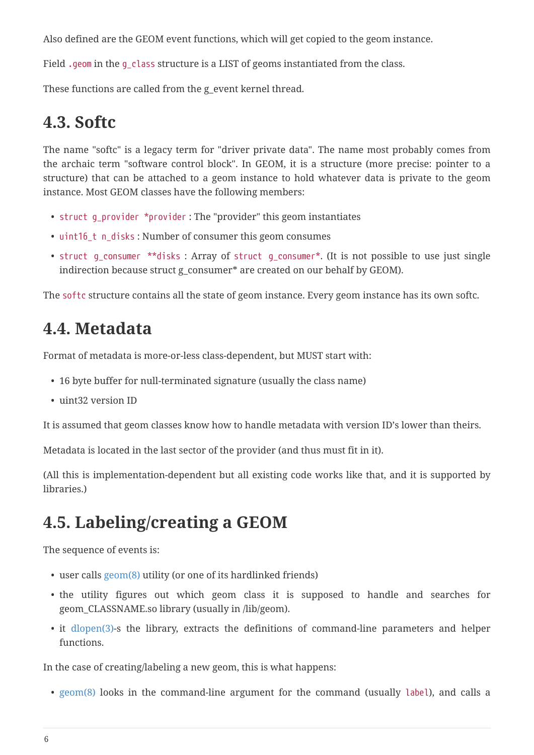Also defined are the GEOM event functions, which will get copied to the geom instance.

Field `.geom` in the `g_class` structure is a LIST of geoms instantiated from the class.

These functions are called from the g_event kernel thread.

## 4.3. Softc

The name "softc" is a legacy term for "driver private data". The name most probably comes from the archaic term "software control block". In GEOM, it is a structure (more precise: pointer to a structure) that can be attached to a geom instance to hold whatever data is private to the geom instance. Most GEOM classes have the following members:

- `struct g_provider *provider` : The "provider" this geom instantiates
- `uint16_t n_disks` : Number of consumer this geom consumes
- `struct g_consumer **disks` : Array of `struct g_consumer*`. (It is not possible to use just single indirection because struct g_consumer* are created on our behalf by GEOM).

The `softc` structure contains all the state of geom instance. Every geom instance has its own softc.

## 4.4. Metadata

Format of metadata is more-or-less class-dependent, but MUST start with:

- 16 byte buffer for null-terminated signature (usually the class name)
- uint32 version ID

It is assumed that geom classes know how to handle metadata with version ID's lower than theirs.

Metadata is located in the last sector of the provider (and thus must fit in it).

(All this is implementation-dependent but all existing code works like that, and it is supported by libraries.)

## 4.5. Labeling/creating a GEOM

The sequence of events is:

- user calls geom(8) utility (or one of its hardlinked friends)
- the utility figures out which geom class it is supposed to handle and searches for geom_CLASSNAME.so library (usually in /lib/geom).
- it dlopen(3)-s the library, extracts the definitions of command-line parameters and helper functions.

In the case of creating/labeling a new geom, this is what happens:

- geom(8) looks in the command-line argument for the command (usually `label`), and calls a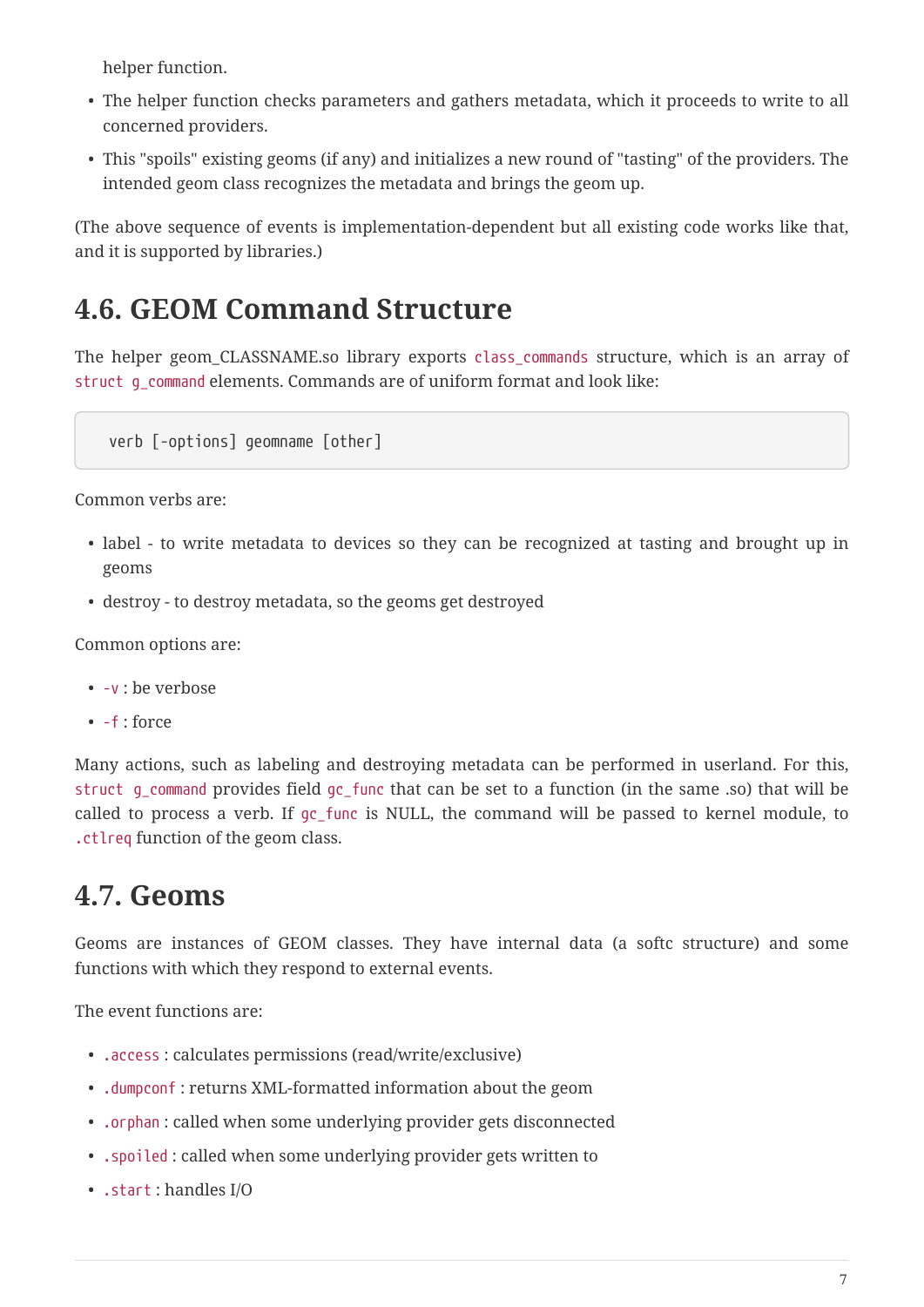helper function.

- The helper function checks parameters and gathers metadata, which it proceeds to write to all concerned providers.
- This "spoils" existing geoms (if any) and initializes a new round of "tasting" of the providers. The intended geom class recognizes the metadata and brings the geom up.

(The above sequence of events is implementation-dependent but all existing code works like that, and it is supported by libraries.)

## 4.6. GEOM Command Structure

The helper geom_CLASSNAME.so library exports `class_commands` structure, which is an array of `struct g_command` elements. Commands are of uniform format and look like:

```
verb [-options] geomname [other]
```

Common verbs are:

- label - to write metadata to devices so they can be recognized at tasting and brought up in geoms
- destroy - to destroy metadata, so the geoms get destroyed

Common options are:

- `-v` : be verbose
- `-f` : force

Many actions, such as labeling and destroying metadata can be performed in userland. For this, `struct g_command` provides field `gc_func` that can be set to a function (in the same .so) that will be called to process a verb. If `gc_func` is NULL, the command will be passed to kernel module, to `.ctlreq` function of the geom class.

## 4.7. Geoms

Geoms are instances of GEOM classes. They have internal data (a softc structure) and some functions with which they respond to external events.

The event functions are:

- `.access` : calculates permissions (read/write/exclusive)
- `.dumpconf` : returns XML-formatted information about the geom
- `.orphan` : called when some underlying provider gets disconnected
- `.spoiled` : called when some underlying provider gets written to
- `.start` : handles I/O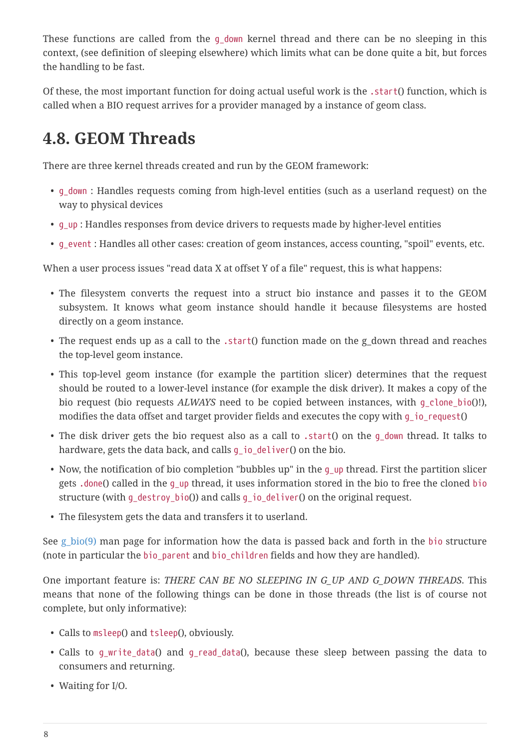These functions are called from the `g_down` kernel thread and there can be no sleeping in this context, (see definition of sleeping elsewhere) which limits what can be done quite a bit, but forces the handling to be fast.

Of these, the most important function for doing actual useful work is the `.start`() function, which is called when a BIO request arrives for a provider managed by a instance of geom class.

## 4.8. GEOM Threads

There are three kernel threads created and run by the GEOM framework:

- `g_down` : Handles requests coming from high-level entities (such as a userland request) on the way to physical devices
- `g_up` : Handles responses from device drivers to requests made by higher-level entities
- `g_event` : Handles all other cases: creation of geom instances, access counting, "spoil" events, etc.

When a user process issues "read data X at offset Y of a file" request, this is what happens:

- The filesystem converts the request into a struct bio instance and passes it to the GEOM subsystem. It knows what geom instance should handle it because filesystems are hosted directly on a geom instance.
- The request ends up as a call to the `.start`() function made on the g_down thread and reaches the top-level geom instance.
- This top-level geom instance (for example the partition slicer) determines that the request should be routed to a lower-level instance (for example the disk driver). It makes a copy of the bio request (bio requests *ALWAYS* need to be copied between instances, with `g_clone_bio`()!), modifies the data offset and target provider fields and executes the copy with `g_io_request`()
- The disk driver gets the bio request also as a call to `.start`() on the `g_down` thread. It talks to hardware, gets the data back, and calls `g_io_deliver`() on the bio.
- Now, the notification of bio completion "bubbles up" in the `g_up` thread. First the partition slicer gets `.done`() called in the `g_up` thread, it uses information stored in the bio to free the cloned `bio` structure (with `g_destroy_bio`()) and calls `g_io_deliver`() on the original request.
- The filesystem gets the data and transfers it to userland.

See g_bio(9) man page for information how the data is passed back and forth in the `bio` structure (note in particular the `bio_parent` and `bio_children` fields and how they are handled).

One important feature is: *THERE CAN BE NO SLEEPING IN G_UP AND G_DOWN THREADS*. This means that none of the following things can be done in those threads (the list is of course not complete, but only informative):

- Calls to `msleep`() and `tsleep`(), obviously.
- Calls to `g_write_data`() and `g_read_data`(), because these sleep between passing the data to consumers and returning.
- Waiting for I/O.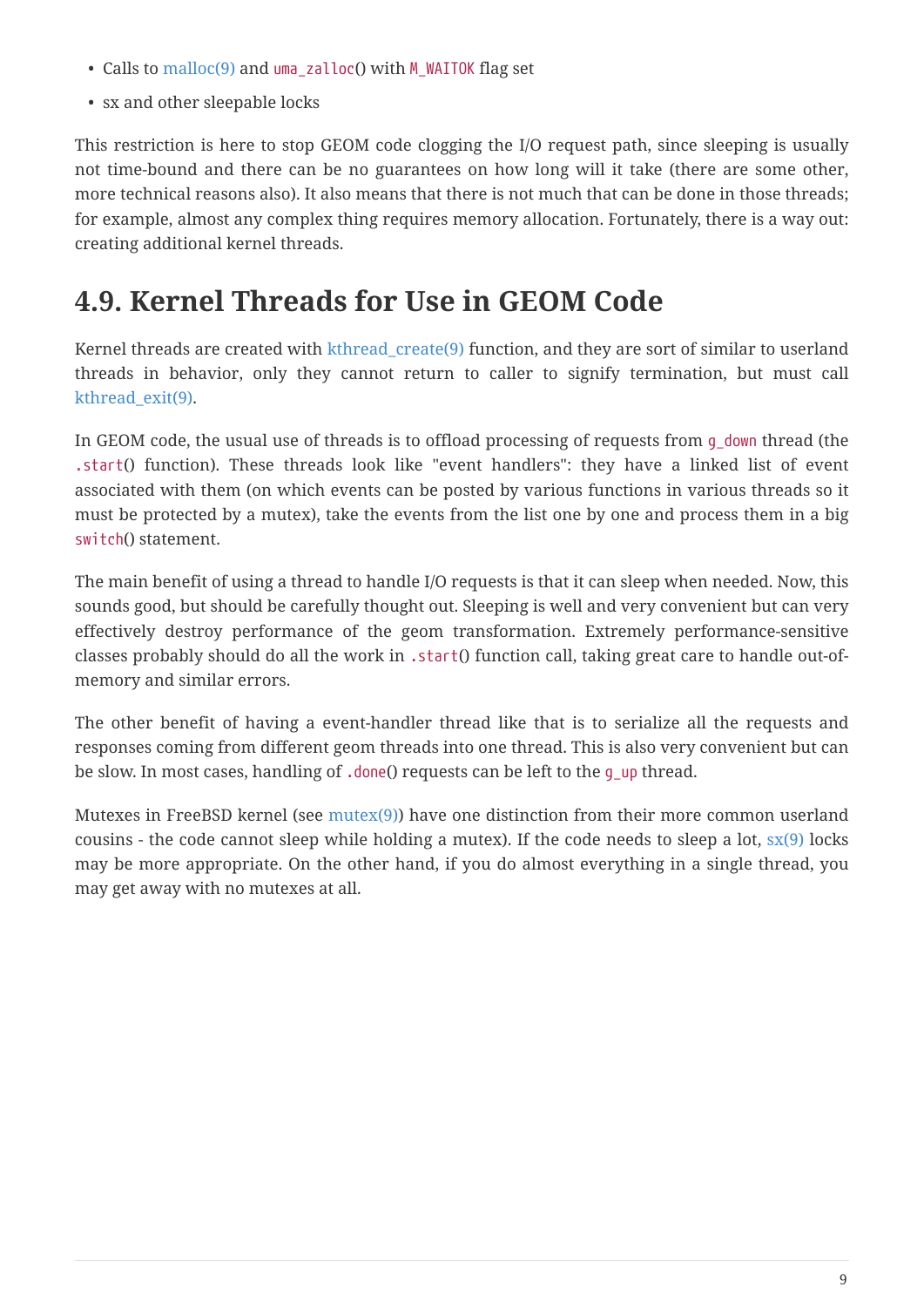- Calls to malloc(9) and `uma_zalloc`() with `M_WAITOK` flag set
- sx and other sleepable locks

This restriction is here to stop GEOM code clogging the I/O request path, since sleeping is usually not time-bound and there can be no guarantees on how long will it take (there are some other, more technical reasons also). It also means that there is not much that can be done in those threads; for example, almost any complex thing requires memory allocation. Fortunately, there is a way out: creating additional kernel threads.

## 4.9. Kernel Threads for Use in GEOM Code

Kernel threads are created with kthread_create(9) function, and they are sort of similar to userland threads in behavior, only they cannot return to caller to signify termination, but must call kthread_exit(9).

In GEOM code, the usual use of threads is to offload processing of requests from `g_down` thread (the `.start`() function). These threads look like "event handlers": they have a linked list of event associated with them (on which events can be posted by various functions in various threads so it must be protected by a mutex), take the events from the list one by one and process them in a big `switch`() statement.

The main benefit of using a thread to handle I/O requests is that it can sleep when needed. Now, this sounds good, but should be carefully thought out. Sleeping is well and very convenient but can very effectively destroy performance of the geom transformation. Extremely performance-sensitive classes probably should do all the work in `.start`() function call, taking great care to handle out-of-memory and similar errors.

The other benefit of having a event-handler thread like that is to serialize all the requests and responses coming from different geom threads into one thread. This is also very convenient but can be slow. In most cases, handling of `.done`() requests can be left to the `g_up` thread.

Mutexes in FreeBSD kernel (see mutex(9)) have one distinction from their more common userland cousins - the code cannot sleep while holding a mutex). If the code needs to sleep a lot, sx(9) locks may be more appropriate. On the other hand, if you do almost everything in a single thread, you may get away with no mutexes at all.